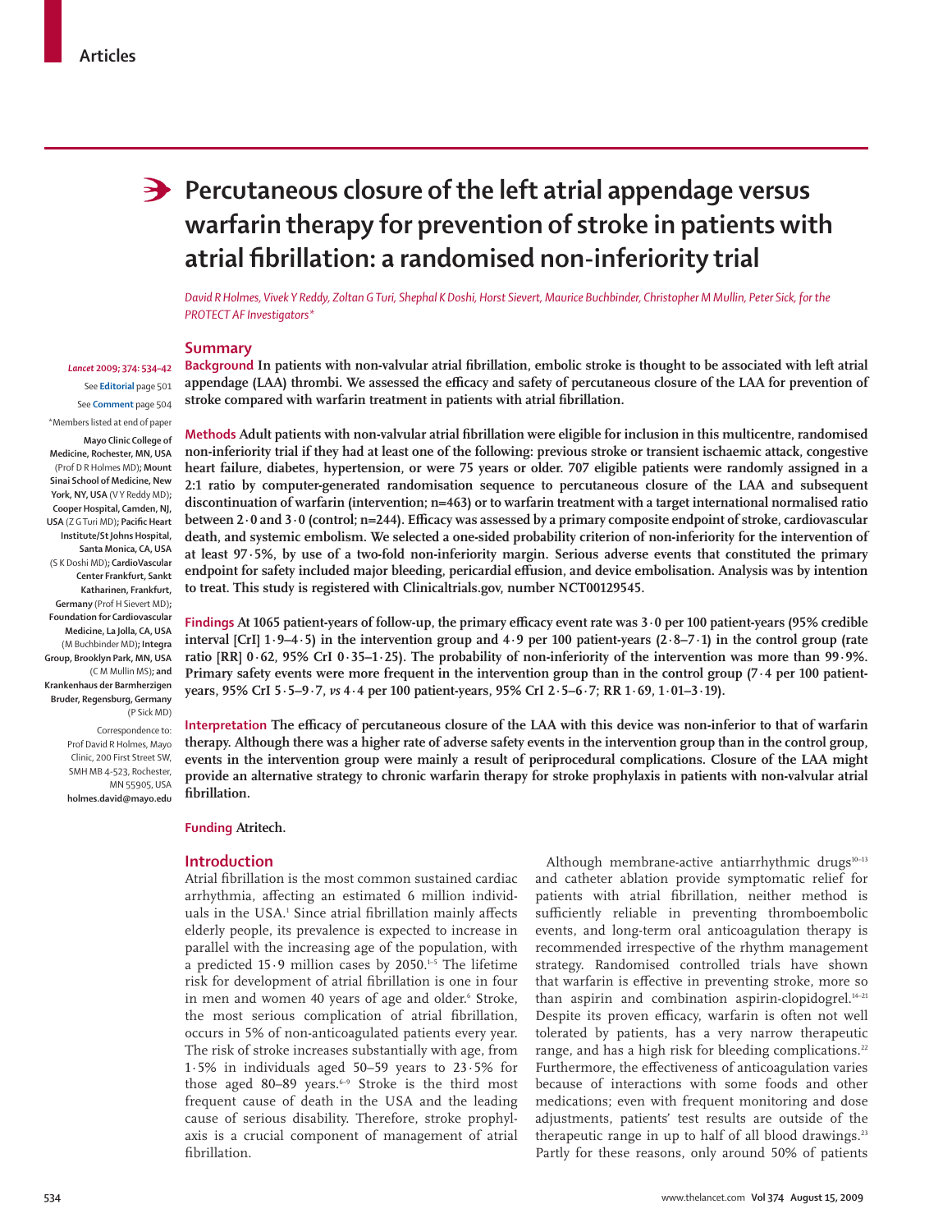Articles

# Percutaneous closure of the left atrial appendage versus warfarin therapy for prevention of stroke in patients with atrial fibrillation: a randomised non-inferiority trial

*David R Holmes, Vivek Y Reddy, Zoltan G Turi, Shephal K Doshi, Horst Sievert, Maurice Buchbinder, Christopher M Mullin, Peter Sick, for the PROTECT AF Investigators\**

*Lancet* 2009; 374: 534–42

See **Editorial** page 501

See **Comment** page 504

\*Members listed at end of paper

**Mayo Clinic College of Medicine, Rochester, MN, USA** (Prof D R Holmes MD); **Mount Sinai School of Medicine, New York, NY, USA** (V Y Reddy MD); **Cooper Hospital, Camden, NJ, USA** (Z G Turi MD); **Pacific Heart Institute/St Johns Hospital, Santa Monica, CA, USA** (S K Doshi MD); **CardioVascular Center Frankfurt, Sankt Katharinen, Frankfurt, Germany** (Prof H Sievert MD); **Foundation for Cardiovascular Medicine, La Jolla, CA, USA** (M Buchbinder MD); **Integra Group, Brooklyn Park, MN, USA** (C M Mullin MS); **and Krankenhaus der Barmherzigen Bruder, Regensburg, Germany** (P Sick MD)

Correspondence to: Prof David R Holmes, Mayo Clinic, 200 First Street SW, SMH MB 4-523, Rochester, MN 55905, USA **holmes.david@mayo.edu**

## Summary

**Background** In patients with non-valvular atrial fibrillation, embolic stroke is thought to be associated with left atrial appendage (LAA) thrombi. We assessed the efficacy and safety of percutaneous closure of the LAA for prevention of stroke compared with warfarin treatment in patients with atrial fibrillation.

**Methods** Adult patients with non-valvular atrial fibrillation were eligible for inclusion in this multicentre, randomised non-inferiority trial if they had at least one of the following: previous stroke or transient ischaemic attack, congestive heart failure, diabetes, hypertension, or were 75 years or older. 707 eligible patients were randomly assigned in a 2:1 ratio by computer-generated randomisation sequence to percutaneous closure of the LAA and subsequent discontinuation of warfarin (intervention; n=463) or to warfarin treatment with a target international normalised ratio between 2·0 and 3·0 (control; n=244). Efficacy was assessed by a primary composite endpoint of stroke, cardiovascular death, and systemic embolism. We selected a one-sided probability criterion of non-inferiority for the intervention of at least 97·5%, by use of a two-fold non-inferiority margin. Serious adverse events that constituted the primary endpoint for safety included major bleeding, pericardial effusion, and device embolisation. Analysis was by intention to treat. This study is registered with Clinicaltrials.gov, number NCT00129545.

**Findings** At 1065 patient-years of follow-up, the primary efficacy event rate was 3·0 per 100 patient-years (95% credible interval [CrI] 1·9–4·5) in the intervention group and 4·9 per 100 patient-years (2·8–7·1) in the control group (rate ratio [RR] 0·62, 95% CrI 0·35–1·25). The probability of non-inferiority of the intervention was more than 99·9%. Primary safety events were more frequent in the intervention group than in the control group (7·4 per 100 patient-years, 95% CrI 5·5–9·7, *vs* 4·4 per 100 patient-years, 95% CrI 2·5–6·7; RR 1·69, 1·01–3·19).

**Interpretation** The efficacy of percutaneous closure of the LAA with this device was non-inferior to that of warfarin therapy. Although there was a higher rate of adverse safety events in the intervention group than in the control group, events in the intervention group were mainly a result of periprocedural complications. Closure of the LAA might provide an alternative strategy to chronic warfarin therapy for stroke prophylaxis in patients with non-valvular atrial fibrillation.

**Funding** Atritech.

## Introduction

Atrial fibrillation is the most common sustained cardiac arrhythmia, affecting an estimated 6 million individuals in the USA.[1] Since atrial fibrillation mainly affects elderly people, its prevalence is expected to increase in parallel with the increasing age of the population, with a predicted 15·9 million cases by 2050.[1–5] The lifetime risk for development of atrial fibrillation is one in four in men and women 40 years of age and older.[6] Stroke, the most serious complication of atrial fibrillation, occurs in 5% of non-anticoagulated patients every year. The risk of stroke increases substantially with age, from 1·5% in individuals aged 50–59 years to 23·5% for those aged 80–89 years.[6–9] Stroke is the third most frequent cause of death in the USA and the leading cause of serious disability. Therefore, stroke prophylaxis is a crucial component of management of atrial fibrillation.

Although membrane-active antiarrhythmic drugs[10–13] and catheter ablation provide symptomatic relief for patients with atrial fibrillation, neither method is sufficiently reliable in preventing thromboembolic events, and long-term oral anticoagulation therapy is recommended irrespective of the rhythm management strategy. Randomised controlled trials have shown that warfarin is effective in preventing stroke, more so than aspirin and combination aspirin-clopidogrel.[14–21] Despite its proven efficacy, warfarin is often not well tolerated by patients, has a very narrow therapeutic range, and has a high risk for bleeding complications.[22] Furthermore, the effectiveness of anticoagulation varies because of interactions with some foods and other medications; even with frequent monitoring and dose adjustments, patients' test results are outside of the therapeutic range in up to half of all blood drawings.[23] Partly for these reasons, only around 50% of patients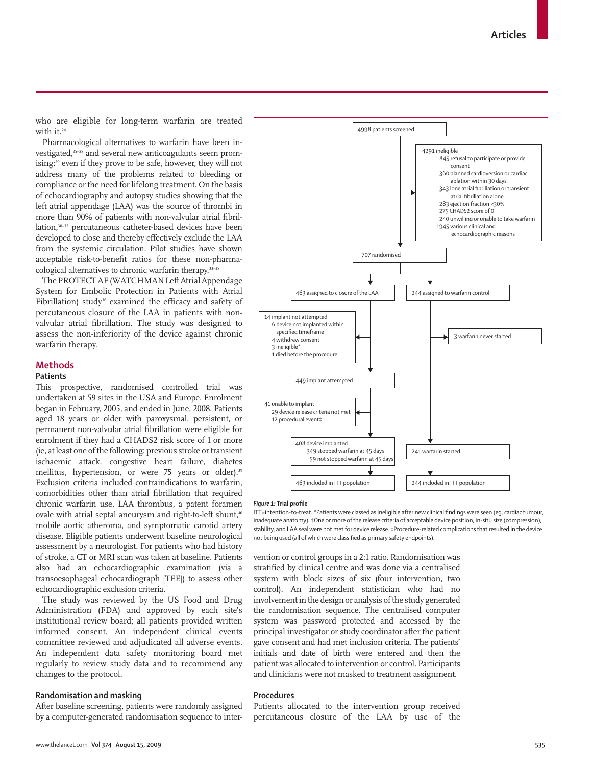who are eligible for long-term warfarin are treated with it.[24]

Pharmacological alternatives to warfarin have been investigated,[25–28] and several new anticoagulants seem promising;[29] even if they prove to be safe, however, they will not address many of the problems related to bleeding or compliance or the need for lifelong treatment. On the basis of echocardiography and autopsy studies showing that the left atrial appendage (LAA) was the source of thrombi in more than 90% of patients with non-valvular atrial fibrillation,[30–32] percutaneous catheter-based devices have been developed to close and thereby effectively exclude the LAA from the systemic circulation. Pilot studies have shown acceptable risk-to-benefit ratios for these non-pharmacological alternatives to chronic warfarin therapy.[33–38]

The PROTECT AF (WATCHMAN Left Atrial Appendage System for Embolic Protection in Patients with Atrial Fibrillation) study[36] examined the efficacy and safety of percutaneous closure of the LAA in patients with non-valvular atrial fibrillation. The study was designed to assess the non-inferiority of the device against chronic warfarin therapy.

## Methods

### Patients

This prospective, randomised controlled trial was undertaken at 59 sites in the USA and Europe. Enrolment began in February, 2005, and ended in June, 2008. Patients aged 18 years or older with paroxysmal, persistent, or permanent non-valvular atrial fibrillation were eligible for enrolment if they had a CHADS2 risk score of 1 or more (ie, at least one of the following: previous stroke or transient ischaemic attack, congestive heart failure, diabetes mellitus, hypertension, or were 75 years or older).[39] Exclusion criteria included contraindications to warfarin, comorbidities other than atrial fibrillation that required chronic warfarin use, LAA thrombus, a patent foramen ovale with atrial septal aneurysm and right-to-left shunt,[40] mobile aortic atheroma, and symptomatic carotid artery disease. Eligible patients underwent baseline neurological assessment by a neurologist. For patients who had history of stroke, a CT or MRI scan was taken at baseline. Patients also had an echocardiographic examination (via a transoesophageal echocardiograph [TEE]) to assess other echocardiographic exclusion criteria.

The study was reviewed by the US Food and Drug Administration (FDA) and approved by each site's institutional review board; all patients provided written informed consent. An independent clinical events committee reviewed and adjudicated all adverse events. An independent data safety monitoring board met regularly to review study data and to recommend any changes to the protocol.

### Randomisation and masking

After baseline screening, patients were randomly assigned by a computer-generated randomisation sequence to intervention or control groups in a 2:1 ratio. Randomisation was stratified by clinical centre and was done via a centralised system with block sizes of six (four intervention, two control). An independent statistician who had no involvement in the design or analysis of the study generated the randomisation sequence. The centralised computer system was password protected and accessed by the principal investigator or study coordinator after the patient gave consent and had met inclusion criteria. The patients' initials and date of birth were entered and then the patient was allocated to intervention or control. Participants and clinicians were not masked to treatment assignment.

### Procedures

Patients allocated to the intervention group received percutaneous closure of the LAA by use of the

4998 patients screened

4291 ineligible
- 845 refusal to participate or provide consent
- 360 planned cardioversion or cardiac ablation within 30 days
- 343 lone atrial fibrillation or transient atrial fibrillation alone
- 283 ejection fraction <30%
- 275 CHADS2 score of 0
- 240 unwilling or unable to take warfarin
- 1945 various clinical and echocardiographic reasons

707 randomised

463 assigned to closure of the LAA

14 implant not attempted
- 6 device not implanted within specified timeframe
- 4 withdrew consent
- 3 ineligible*
- 1 died before the procedure

449 implant attempted

41 unable to implant
- 29 device release criteria not met†
- 12 procedural event‡

408 device implanted
- 349 stopped warfarin at 45 days
- 59 not stopped warfarin at 45 days

463 included in ITT population

244 assigned to warfarin control

3 warfarin never started

241 warfarin started

244 included in ITT population

*Figure 1:* **Trial profile**

ITT=intention-to-treat. *Patients were classed as ineligible after new clinical findings were seen (eg, cardiac tumour, inadequate anatomy). †One or more of the release criteria of acceptable device position, in-situ size (compression), stability, and LAA seal were not met for device release. ‡Procedure-related complications that resulted in the device not being used (all of which were classified as primary safety endpoints).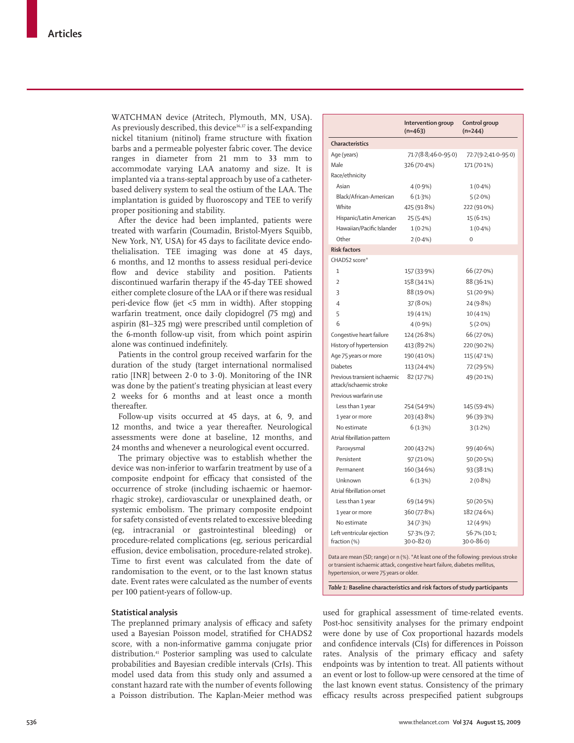WATCHMAN device (Atritech, Plymouth, MN, USA). As previously described, this device[36,37] is a self-expanding nickel titanium (nitinol) frame structure with fixation barbs and a permeable polyester fabric cover. The device ranges in diameter from 21 mm to 33 mm to accommodate varying LAA anatomy and size. It is implanted via a trans-septal approach by use of a catheter-based delivery system to seal the ostium of the LAA. The implantation is guided by fluoroscopy and TEE to verify proper positioning and stability.

After the device had been implanted, patients were treated with warfarin (Coumadin, Bristol-Myers Squibb, New York, NY, USA) for 45 days to facilitate device endothelialisation. TEE imaging was done at 45 days, 6 months, and 12 months to assess residual peri-device flow and device stability and position. Patients discontinued warfarin therapy if the 45-day TEE showed either complete closure of the LAA or if there was residual peri-device flow (jet <5 mm in width). After stopping warfarin treatment, once daily clopidogrel (75 mg) and aspirin (81–325 mg) were prescribed until completion of the 6-month follow-up visit, from which point aspirin alone was continued indefinitely.

Patients in the control group received warfarin for the duration of the study (target international normalised ratio [INR] between 2·0 to 3·0). Monitoring of the INR was done by the patient's treating physician at least every 2 weeks for 6 months and at least once a month thereafter.

Follow-up visits occurred at 45 days, at 6, 9, and 12 months, and twice a year thereafter. Neurological assessments were done at baseline, 12 months, and 24 months and whenever a neurological event occurred.

The primary objective was to establish whether the device was non-inferior to warfarin treatment by use of a composite endpoint for efficacy that consisted of the occurrence of stroke (including ischaemic or haemorrhagic stroke), cardiovascular or unexplained death, or systemic embolism. The primary composite endpoint for safety consisted of events related to excessive bleeding (eg, intracranial or gastrointestinal bleeding) or procedure-related complications (eg, serious pericardial effusion, device embolisation, procedure-related stroke). Time to first event was calculated from the date of randomisation to the event, or to the last known status date. Event rates were calculated as the number of events per 100 patient-years of follow-up.

| | Intervention group (n=463) | Control group (n=244) |
|---|---|---|
| **Characteristics** | | |
| Age (years) | 71·7 (8·8; 46·0–95·0) | 72·7 (9·2; 41·0–95·0) |
| Male | 326 (70·4%) | 171 (70·1%) |
| Race/ethnicity | | |
| Asian | 4 (0·9%) | 1 (0·4%) |
| Black/African-American | 6 (1·3%) | 5 (2·0%) |
| White | 425 (91·8%) | 222 (91·0%) |
| Hispanic/Latin American | 25 (5·4%) | 15 (6·1%) |
| Hawaiian/Pacific Islander | 1 (0·2%) | 1 (0·4%) |
| Other | 2 (0·4%) | 0 |
| **Risk factors** | | |
| CHADS2 score* | | |
| 1 | 157 (33·9%) | 66 (27·0%) |
| 2 | 158 (34·1%) | 88 (36·1%) |
| 3 | 88 (19·0%) | 51 (20·9%) |
| 4 | 37 (8·0%) | 24 (9·8%) |
| 5 | 19 (4·1%) | 10 (4·1%) |
| 6 | 4 (0·9%) | 5 (2·0%) |
| Congestive heart failure | 124 (26·8%) | 66 (27·0%) |
| History of hypertension | 413 (89·2%) | 220 (90·2%) |
| Age 75 years or more | 190 (41·0%) | 115 (47·1%) |
| Diabetes | 113 (24·4%) | 72 (29·5%) |
| Previous transient ischaemic attack/ischaemic stroke | 82 (17·7%) | 49 (20·1%) |
| Previous warfarin use | | |
| Less than 1 year | 254 (54·9%) | 145 (59·4%) |
| 1 year or more | 203 (43·8%) | 96 (39·3%) |
| No estimate | 6 (1·3%) | 3 (1·2%) |
| Atrial fibrillation pattern | | |
| Paroxysmal | 200 (43·2%) | 99 (40·6%) |
| Persistent | 97 (21·0%) | 50 (20·5%) |
| Permanent | 160 (34·6%) | 93 (38·1%) |
| Unknown | 6 (1·3%) | 2 (0·8%) |
| Atrial fibrillation onset | | |
| Less than 1 year | 69 (14·9%) | 50 (20·5%) |
| 1 year or more | 360 (77·8%) | 182 (74·6%) |
| No estimate | 34 (7·3%) | 12 (4·9%) |
| Left ventricular ejection fraction (%) | 57·3% (9·7; 30·0–82·0) | 56·7% (10·1; 30·0–86·0) |

Data are mean (SD; range) or n (%). *At least one of the following: previous stroke or transient ischaemic attack, congestive heart failure, diabetes mellitus, hypertension, or were 75 years or older.

***Table 1:*** **Baseline characteristics and risk factors of study participants**

### Statistical analysis

The preplanned primary analysis of efficacy and safety used a Bayesian Poisson model, stratified for CHADS2 score, with a non-informative gamma conjugate prior distribution.[41] Posterior sampling was used to calculate probabilities and Bayesian credible intervals (CrIs). This model used data from this study only and assumed a constant hazard rate with the number of events following a Poisson distribution. The Kaplan-Meier method was used for graphical assessment of time-related events. Post-hoc sensitivity analyses for the primary endpoint were done by use of Cox proportional hazards models and confidence intervals (CIs) for differences in Poisson rates. Analysis of the primary efficacy and safety endpoints was by intention to treat. All patients without an event or lost to follow-up were censored at the time of the last known event status. Consistency of the primary efficacy results across prespecified patient subgroups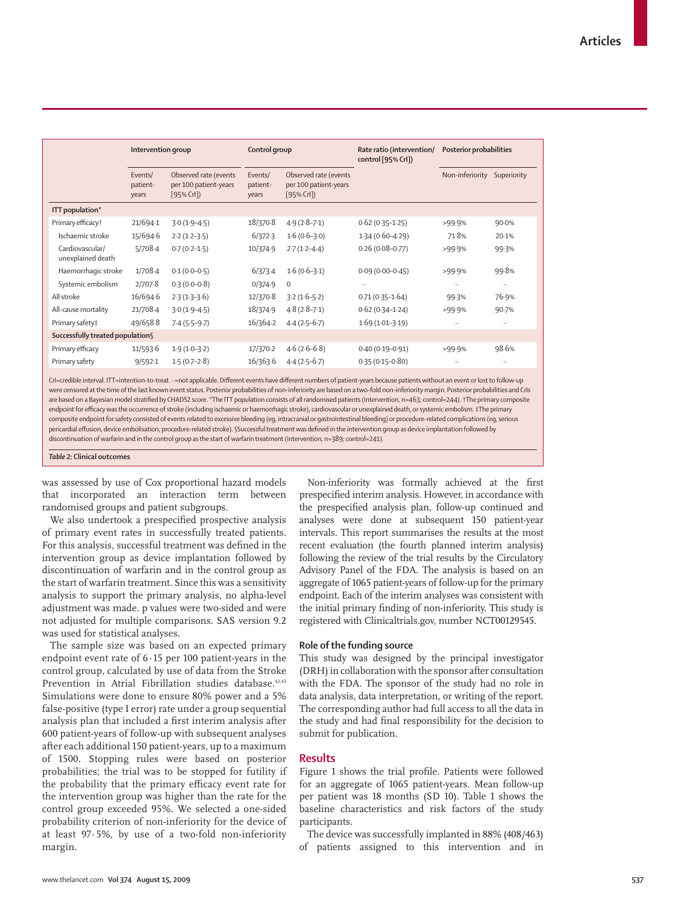| | Intervention group | | Control group | | Rate ratio (intervention/ control [95% CrI]) | Posterior probabilities | |
|---|---|---|---|---|---|---|---|
| | Events/ patient-years | Observed rate (events per 100 patient-years [95% CrI]) | Events/ patient-years | Observed rate (events per 100 patient-years [95% CrI]) | | Non-inferiority | Superiority |
| **ITT population*** | | | | | | | |
| Primary efficacy† | 21/694·1 | 3·0 (1·9–4·5) | 18/370·8 | 4·9 (2·8–7·1) | 0·62 (0·35–1·25) | >99·9% | 90·0% |
| Ischaemic stroke | 15/694·6 | 2·2 (1·2–3·5) | 6/372·3 | 1·6 (0·6–3·0) | 1·34 (0·60–4·29) | 71·8% | 20·1% |
| Cardiovascular/ unexplained death | 5/708·4 | 0·7 (0·2–1·5) | 10/374·9 | 2·7 (1·2–4·4) | 0·26 (0·08–0·77) | >99·9% | 99·3% |
| Haemorrhagic stroke | 1/708·4 | 0·1 (0·0–0·5) | 6/373·4 | 1·6 (0·6–3·1) | 0·09 (0·00–0·45) | >99·9% | 99·8% |
| Systemic embolism | 2/707·8 | 0·3 (0·0–0·8) | 0/374·9 | 0 | ·· | ·· | ·· |
| All stroke | 16/694·6 | 2·3 (1·3–3·6) | 12/370·8 | 3·2 (1·6–5·2) | 0·71 (0·35–1·64) | 99·3% | 76·9% |
| All-cause mortality | 21/708·4 | 3·0 (1·9–4·5) | 18/374·9 | 4·8 (2·8–7·1) | 0·62 (0·34–1·24) | >99·9% | 90·7% |
| Primary safety‡ | 49/658·8 | 7·4 (5·5–9·7) | 16/364·2 | 4·4 (2·5–6·7) | 1·69 (1·01–3·19) | ·· | ·· |
| **Successfully treated population§** | | | | | | | |
| Primary efficacy | 11/593·6 | 1·9 (1·0–3·2) | 17/370·2 | 4·6 (2·6–6·8) | 0·40 (0·19–0·91) | >99·9% | 98·6% |
| Primary safety | 9/592·1 | 1·5 (0·7–2·8) | 16/363·6 | 4·4 (2·5–6·7) | 0·35 (0·15–0·80) | ·· | ·· |

CrI=credible interval. ITT=intention-to-treat. ··=not applicable. Different events have different numbers of patient-years because patients without an event or lost to follow-up were censored at the time of the last known event status. Posterior probabilities of non-inferiority are based on a two-fold non-inferiority margin. Posterior probabilities and CrIs are based on a Bayesian model stratified by CHADS2 score. *The ITT population consists of all randomised patients (intervention, n=463; control=244). †The primary composite endpoint for efficacy was the occurrence of stroke (including ischaemic or haemorrhagic stroke), cardiovascular or unexplained death, or systemic embolism. ‡The primary composite endpoint for safety consisted of events related to excessive bleeding (eg, intracranial or gastrointestinal bleeding) or procedure-related complications (eg, serious pericardial effusion, device embolisation, procedure-related stroke). §Successful treatment was defined in the intervention group as device implantation followed by discontinuation of warfarin and in the control group as the start of warfarin treatment (intervention, n=389; control=241).

*Table 2:* **Clinical outcomes**

was assessed by use of Cox proportional hazard models that incorporated an interaction term between randomised groups and patient subgroups.

We also undertook a prespecified prospective analysis of primary event rates in successfully treated patients. For this analysis, successful treatment was defined in the intervention group as device implantation followed by discontinuation of warfarin and in the control group as the start of warfarin treatment. Since this was a sensitivity analysis to support the primary analysis, no alpha-level adjustment was made. p values were two-sided and were not adjusted for multiple comparisons. SAS version 9.2 was used for statistical analyses.

The sample size was based on an expected primary endpoint event rate of 6·15 per 100 patient-years in the control group, calculated by use of data from the Stroke Prevention in Atrial Fibrillation studies database.[42,43] Simulations were done to ensure 80% power and a 5% false-positive (type I error) rate under a group sequential analysis plan that included a first interim analysis after 600 patient-years of follow-up with subsequent analyses after each additional 150 patient-years, up to a maximum of 1500. Stopping rules were based on posterior probabilities; the trial was to be stopped for futility if the probability that the primary efficacy event rate for the intervention group was higher than the rate for the control group exceeded 95%. We selected a one-sided probability criterion of non-inferiority for the device of at least 97·5%, by use of a two-fold non-inferiority margin.

Non-inferiority was formally achieved at the first prespecified interim analysis. However, in accordance with the prespecified analysis plan, follow-up continued and analyses were done at subsequent 150 patient-year intervals. This report summarises the results at the most recent evaluation (the fourth planned interim analysis) following the review of the trial results by the Circulatory Advisory Panel of the FDA. The analysis is based on an aggregate of 1065 patient-years of follow-up for the primary endpoint. Each of the interim analyses was consistent with the initial primary finding of non-inferiority. This study is registered with Clinicaltrials.gov, number NCT00129545.

### Role of the funding source

This study was designed by the principal investigator (DRH) in collaboration with the sponsor after consultation with the FDA. The sponsor of the study had no role in data analysis, data interpretation, or writing of the report. The corresponding author had full access to all the data in the study and had final responsibility for the decision to submit for publication.

## Results

Figure 1 shows the trial profile. Patients were followed for an aggregate of 1065 patient-years. Mean follow-up per patient was 18 months (SD 10). Table 1 shows the baseline characteristics and risk factors of the study participants.

The device was successfully implanted in 88% (408/463) of patients assigned to this intervention and in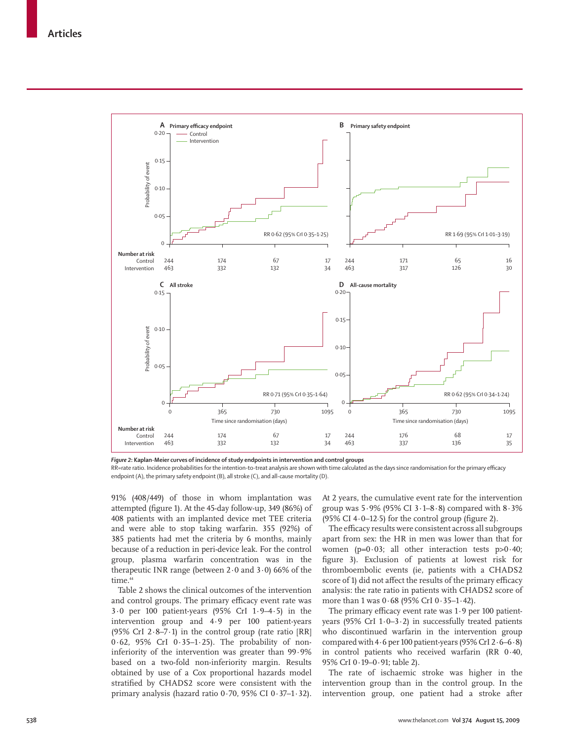**Figure 2: Kaplan-Meier curves of incidence of study endpoints in intervention and control groups**

RR=rate ratio. Incidence probabilities for the intention-to-treat analysis are shown with time calculated as the days since randomisation for the primary efficacy endpoint (A), the primary safety endpoint (B), all stroke (C), and all-cause mortality (D).

91% (408/449) of those in whom implantation was attempted (figure 1). At the 45-day follow-up, 349 (86%) of 408 patients with an implanted device met TEE criteria and were able to stop taking warfarin. 355 (92%) of 385 patients had met the criteria by 6 months, mainly because of a reduction in peri-device leak. For the control group, plasma warfarin concentration was in the therapeutic INR range (between 2·0 and 3·0) 66% of the time.[44]

Table 2 shows the clinical outcomes of the intervention and control groups. The primary efficacy event rate was 3·0 per 100 patient-years (95% CrI 1·9–4·5) in the intervention group and 4·9 per 100 patient-years (95% CrI 2·8–7·1) in the control group (rate ratio [RR] 0·62, 95% CrI 0·35–1·25). The probability of non-inferiority of the intervention was greater than 99·9% based on a two-fold non-inferiority margin. Results obtained by use of a Cox proportional hazards model stratified by CHADS2 score were consistent with the primary analysis (hazard ratio 0·70, 95% CI 0·37–1·32). At 2 years, the cumulative event rate for the intervention group was 5·9% (95% CI 3·1–8·8) compared with 8·3% (95% CI 4·0–12·5) for the control group (figure 2).

The efficacy results were consistent across all subgroups apart from sex: the HR in men was lower than that for women (p=0·03; all other interaction tests p>0·40; figure 3). Exclusion of patients at lowest risk for thromboembolic events (ie, patients with a CHADS2 score of 1) did not affect the results of the primary efficacy analysis: the rate ratio in patients with CHADS2 score of more than 1 was 0·68 (95% CrI 0·35–1·42).

The primary efficacy event rate was 1·9 per 100 patient-years (95% CrI 1·0–3·2) in successfully treated patients who discontinued warfarin in the intervention group compared with 4·6 per 100 patient-years (95% CrI 2·6–6·8) in control patients who received warfarin (RR 0·40, 95% CrI 0·19–0·91; table 2).

The rate of ischaemic stroke was higher in the intervention group than in the control group. In the intervention group, one patient had a stroke after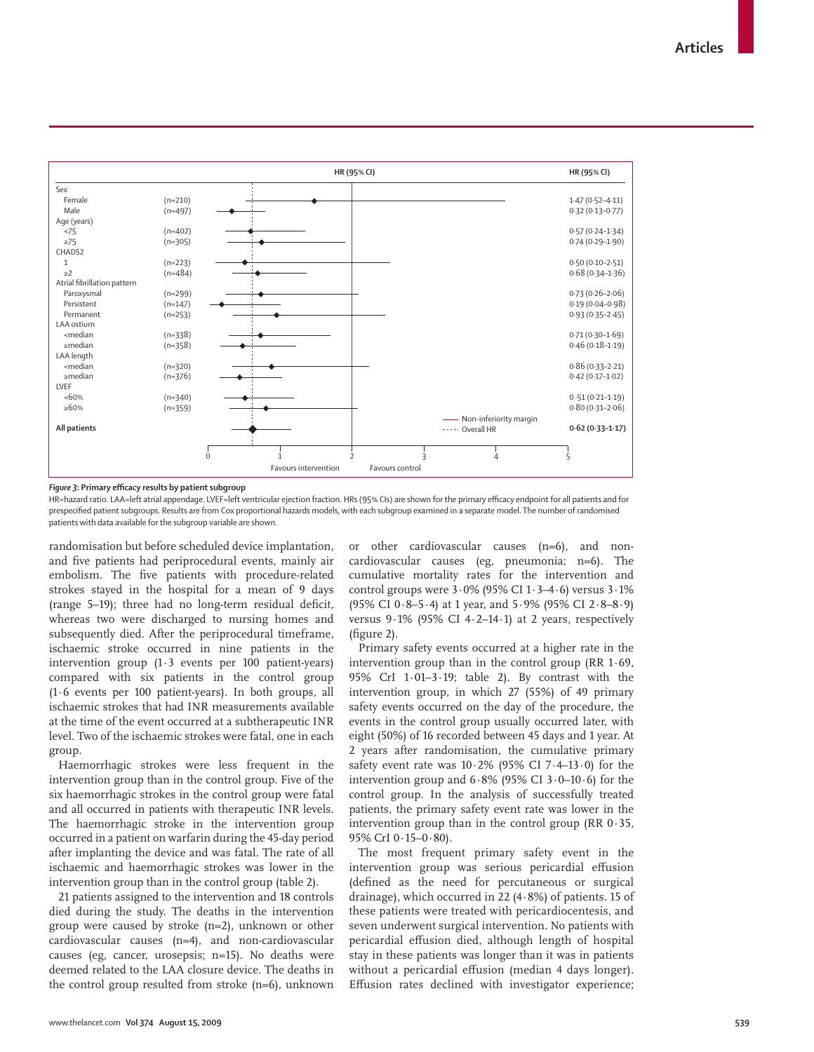| Subgroup | n | HR (95% CI) |
|---|---|---|
| **Sex** | | |
| Female | (n=210) | 1·47 (0·52–4·11) |
| Male | (n=497) | 0·32 (0·13–0·77) |
| **Age (years)** | | |
| <75 | (n=402) | 0·57 (0·24–1·34) |
| ≥75 | (n=305) | 0·74 (0·29–1·90) |
| **CHADS2** | | |
| 1 | (n=223) | 0·50 (0·10–2·51) |
| ≥2 | (n=484) | 0·68 (0·34–1·36) |
| **Atrial fibrillation pattern** | | |
| Paroxysmal | (n=299) | 0·73 (0·26–2·06) |
| Persistent | (n=147) | 0·19 (0·04–0·98) |
| Permanent | (n=253) | 0·93 (0·35–2·45) |
| **LAA ostium** | | |
| <median | (n=338) | 0·71 (0·30–1·69) |
| ≥median | (n=358) | 0·46 (0·18–1·19) |
| **LAA length** | | |
| <median | (n=320) | 0·86 (0·33–2·21) |
| ≥median | (n=376) | 0·42 (0·17–1·02) |
| **LVEF** | | |
| <60% | (n=340) | 0·51 (0·21–1·19) |
| ≥60% | (n=359) | 0·80 (0·31–2·06) |
| **All patients** | | **0·62 (0·33–1·17)** |

*Figure 3:* **Primary efficacy results by patient subgroup**

HR=hazard ratio. LAA=left atrial appendage. LVEF=left ventricular ejection fraction. HRs (95% CIs) are shown for the primary efficacy endpoint for all patients and for prespecified patient subgroups. Results are from Cox proportional hazards models, with each subgroup examined in a separate model. The number of randomised patients with data available for the subgroup variable are shown.

randomisation but before scheduled device implantation, and five patients had periprocedural events, mainly air embolism. The five patients with procedure-related strokes stayed in the hospital for a mean of 9 days (range 5–19); three had no long-term residual deficit, whereas two were discharged to nursing homes and subsequently died. After the periprocedural timeframe, ischaemic stroke occurred in nine patients in the intervention group (1·3 events per 100 patient-years) compared with six patients in the control group (1·6 events per 100 patient-years). In both groups, all ischaemic strokes that had INR measurements available at the time of the event occurred at a subtherapeutic INR level. Two of the ischaemic strokes were fatal, one in each group.

Haemorrhagic strokes were less frequent in the intervention group than in the control group. Five of the six haemorrhagic strokes in the control group were fatal and all occurred in patients with therapeutic INR levels. The haemorrhagic stroke in the intervention group occurred in a patient on warfarin during the 45-day period after implanting the device and was fatal. The rate of all ischaemic and haemorrhagic strokes was lower in the intervention group than in the control group (table 2).

21 patients assigned to the intervention and 18 controls died during the study. The deaths in the intervention group were caused by stroke (n=2), unknown or other cardiovascular causes (n=4), and non-cardiovascular causes (eg, cancer, urosepsis; n=15). No deaths were deemed related to the LAA closure device. The deaths in the control group resulted from stroke (n=6), unknown or other cardiovascular causes (n=6), and non-cardiovascular causes (eg, pneumonia; n=6). The cumulative mortality rates for the intervention and control groups were 3·0% (95% CI 1·3–4·6) versus 3·1% (95% CI 0·8–5·4) at 1 year, and 5·9% (95% CI 2·8–8·9) versus 9·1% (95% CI 4·2–14·1) at 2 years, respectively (figure 2).

Primary safety events occurred at a higher rate in the intervention group than in the control group (RR 1·69, 95% CrI 1·01–3·19; table 2). By contrast with the intervention group, in which 27 (55%) of 49 primary safety events occurred on the day of the procedure, the events in the control group usually occurred later, with eight (50%) of 16 recorded between 45 days and 1 year. At 2 years after randomisation, the cumulative primary safety event rate was 10·2% (95% CI 7·4–13·0) for the intervention group and 6·8% (95% CI 3·0–10·6) for the control group. In the analysis of successfully treated patients, the primary safety event rate was lower in the intervention group than in the control group (RR 0·35, 95% CrI 0·15–0·80).

The most frequent primary safety event in the intervention group was serious pericardial effusion (defined as the need for percutaneous or surgical drainage), which occurred in 22 (4·8%) of patients. 15 of these patients were treated with pericardiocentesis, and seven underwent surgical intervention. No patients with pericardial effusion died, although length of hospital stay in these patients was longer than it was in patients without a pericardial effusion (median 4 days longer). Effusion rates declined with investigator experience;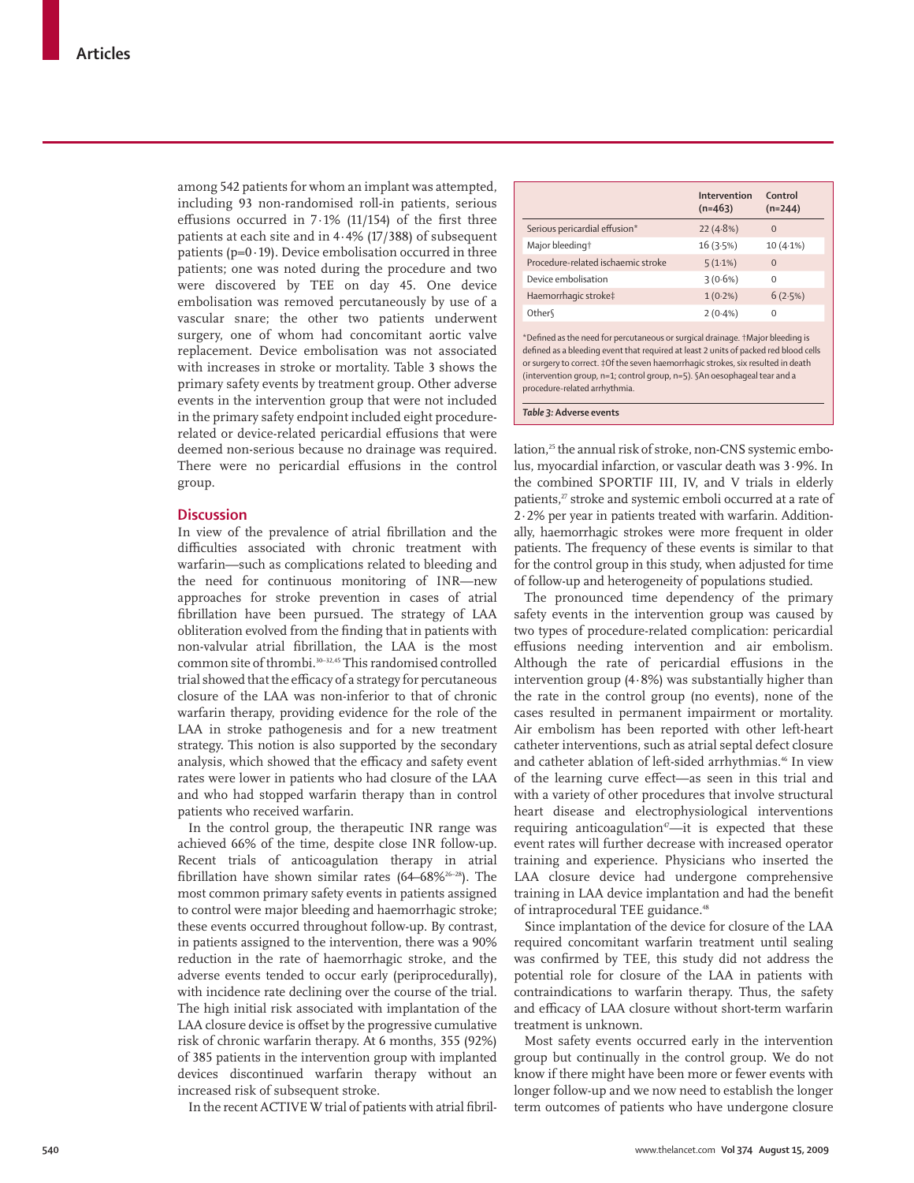among 542 patients for whom an implant was attempted, including 93 non-randomised roll-in patients, serious effusions occurred in 7·1% (11/154) of the first three patients at each site and in 4·4% (17/388) of subsequent patients (p=0·19). Device embolisation occurred in three patients; one was noted during the procedure and two were discovered by TEE on day 45. One device embolisation was removed percutaneously by use of a vascular snare; the other two patients underwent surgery, one of whom had concomitant aortic valve replacement. Device embolisation was not associated with increases in stroke or mortality. Table 3 shows the primary safety events by treatment group. Other adverse events in the intervention group that were not included in the primary safety endpoint included eight procedure-related or device-related pericardial effusions that were deemed non-serious because no drainage was required. There were no pericardial effusions in the control group.

| | Intervention (n=463) | Control (n=244) |
|---|---|---|
| Serious pericardial effusion* | 22 (4·8%) | 0 |
| Major bleeding† | 16 (3·5%) | 10 (4·1%) |
| Procedure-related ischaemic stroke | 5 (1·1%) | 0 |
| Device embolisation | 3 (0·6%) | 0 |
| Haemorrhagic stroke‡ | 1 (0·2%) | 6 (2·5%) |
| Other§ | 2 (0·4%) | 0 |

*Defined as the need for percutaneous or surgical drainage. †Major bleeding is defined as a bleeding event that required at least 2 units of packed red blood cells or surgery to correct. ‡Of the seven haemorrhagic strokes, six resulted in death (intervention group, n=1; control group, n=5). §An oesophageal tear and a procedure-related arrhythmia.

*Table 3:* Adverse events

## Discussion

In view of the prevalence of atrial fibrillation and the difficulties associated with chronic treatment with warfarin—such as complications related to bleeding and the need for continuous monitoring of INR—new approaches for stroke prevention in cases of atrial fibrillation have been pursued. The strategy of LAA obliteration evolved from the finding that in patients with non-valvular atrial fibrillation, the LAA is the most common site of thrombi.[30–32,45] This randomised controlled trial showed that the efficacy of a strategy for percutaneous closure of the LAA was non-inferior to that of chronic warfarin therapy, providing evidence for the role of the LAA in stroke pathogenesis and for a new treatment strategy. This notion is also supported by the secondary analysis, which showed that the efficacy and safety event rates were lower in patients who had closure of the LAA and who had stopped warfarin therapy than in control patients who received warfarin.

In the control group, the therapeutic INR range was achieved 66% of the time, despite close INR follow-up. Recent trials of anticoagulation therapy in atrial fibrillation have shown similar rates (64–68%[26–28]). The most common primary safety events in patients assigned to control were major bleeding and haemorrhagic stroke; these events occurred throughout follow-up. By contrast, in patients assigned to the intervention, there was a 90% reduction in the rate of haemorrhagic stroke, and the adverse events tended to occur early (periprocedurally), with incidence rate declining over the course of the trial. The high initial risk associated with implantation of the LAA closure device is offset by the progressive cumulative risk of chronic warfarin therapy. At 6 months, 355 (92%) of 385 patients in the intervention group with implanted devices discontinued warfarin therapy without an increased risk of subsequent stroke.

In the recent ACTIVE W trial of patients with atrial fibrillation,[25] the annual risk of stroke, non-CNS systemic embolus, myocardial infarction, or vascular death was 3·9%. In the combined SPORTIF III, IV, and V trials in elderly patients,[27] stroke and systemic emboli occurred at a rate of 2·2% per year in patients treated with warfarin. Additionally, haemorrhagic strokes were more frequent in older patients. The frequency of these events is similar to that for the control group in this study, when adjusted for time of follow-up and heterogeneity of populations studied.

The pronounced time dependency of the primary safety events in the intervention group was caused by two types of procedure-related complication: pericardial effusions needing intervention and air embolism. Although the rate of pericardial effusions in the intervention group (4·8%) was substantially higher than the rate in the control group (no events), none of the cases resulted in permanent impairment or mortality. Air embolism has been reported with other left-heart catheter interventions, such as atrial septal defect closure and catheter ablation of left-sided arrhythmias.[46] In view of the learning curve effect—as seen in this trial and with a variety of other procedures that involve structural heart disease and electrophysiological interventions requiring anticoagulation[47]—it is expected that these event rates will further decrease with increased operator training and experience. Physicians who inserted the LAA closure device had undergone comprehensive training in LAA device implantation and had the benefit of intraprocedural TEE guidance.[48]

Since implantation of the device for closure of the LAA required concomitant warfarin treatment until sealing was confirmed by TEE, this study did not address the potential role for closure of the LAA in patients with contraindications to warfarin therapy. Thus, the safety and efficacy of LAA closure without short-term warfarin treatment is unknown.

Most safety events occurred early in the intervention group but continually in the control group. We do not know if there might have been more or fewer events with longer follow-up and we now need to establish the longer term outcomes of patients who have undergone closure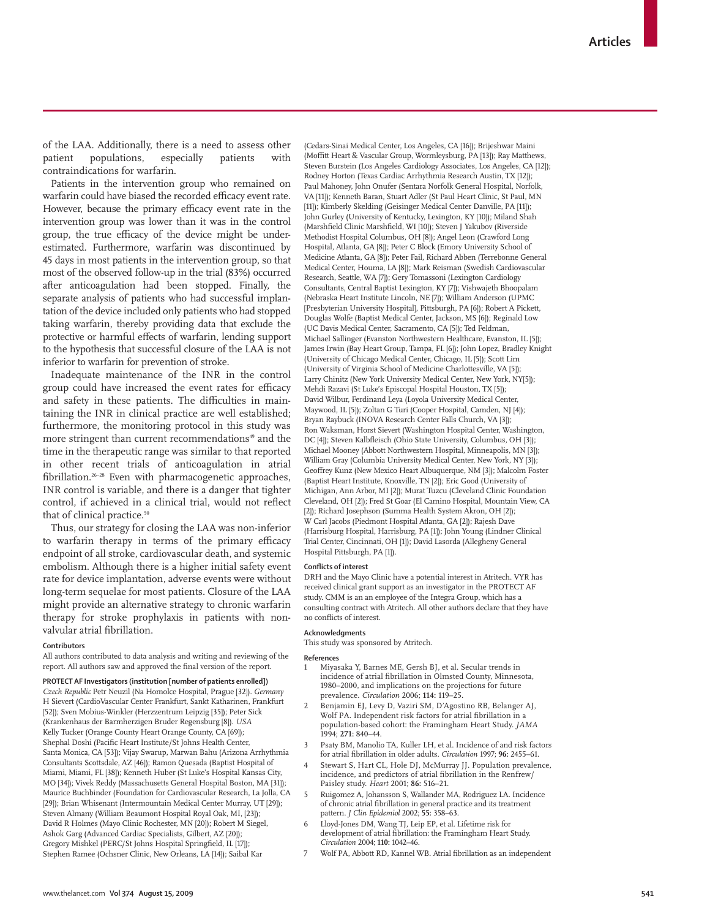of the LAA. Additionally, there is a need to assess other patient populations, especially patients with contraindications for warfarin.

Patients in the intervention group who remained on warfarin could have biased the recorded efficacy event rate. However, because the primary efficacy event rate in the intervention group was lower than it was in the control group, the true efficacy of the device might be underestimated. Furthermore, warfarin was discontinued by 45 days in most patients in the intervention group, so that most of the observed follow-up in the trial (83%) occurred after anticoagulation had been stopped. Finally, the separate analysis of patients who had successful implantation of the device included only patients who had stopped taking warfarin, thereby providing data that exclude the protective or harmful effects of warfarin, lending support to the hypothesis that successful closure of the LAA is not inferior to warfarin for prevention of stroke.

Inadequate maintenance of the INR in the control group could have increased the event rates for efficacy and safety in these patients. The difficulties in maintaining the INR in clinical practice are well established; furthermore, the monitoring protocol in this study was more stringent than current recommendations[49] and the time in the therapeutic range was similar to that reported in other recent trials of anticoagulation in atrial fibrillation.[26–28] Even with pharmacogenetic approaches, INR control is variable, and there is a danger that tighter control, if achieved in a clinical trial, would not reflect that of clinical practice.[50]

Thus, our strategy for closing the LAA was non-inferior to warfarin therapy in terms of the primary efficacy endpoint of all stroke, cardiovascular death, and systemic embolism. Although there is a higher initial safety event rate for device implantation, adverse events were without long-term sequelae for most patients. Closure of the LAA might provide an alternative strategy to chronic warfarin therapy for stroke prophylaxis in patients with non-valvular atrial fibrillation.

#### Contributors

All authors contributed to data analysis and writing and reviewing of the report. All authors saw and approved the final version of the report.

**PROTECT AF Investigators (institution [number of patients enrolled])**

*Czech Republic* Petr Neuzil (Na Homolce Hospital, Prague [32]). *Germany* H Sievert (CardioVascular Center Frankfurt, Sankt Katharinen, Frankfurt [52]); Sven Mobius-Winkler (Herzzentrum Leipzig [35]); Peter Sick (Krankenhaus der Barmherzigen Bruder Regensburg [8]). *USA* Kelly Tucker (Orange County Heart Orange County, CA [69]); Shephal Doshi (Pacific Heart Institute/St Johns Health Center, Santa Monica, CA [53]); Vijay Swarup, Marwan Bahu (Arizona Arrhythmia Consultants Scottsdale, AZ [46]); Ramon Quesada (Baptist Hospital of Miami, Miami, FL [38]); Kenneth Huber (St Luke's Hospital Kansas City, MO [34]); Vivek Reddy (Massachusetts General Hospital Boston, MA [31]); Maurice Buchbinder (Foundation for Cardiovascular Research, La Jolla, CA [29]); Brian Whisenant (Intermountain Medical Center Murray, UT [29]); Steven Almany (William Beaumont Hospital Royal Oak, MI, [23]); David R Holmes (Mayo Clinic Rochester, MN [20]); Robert M Siegel, Ashok Garg (Advanced Cardiac Specialists, Gilbert, AZ [20]); Gregory Mishkel (PERC/St Johns Hospital Springfield, IL [17]); Stephen Ramee (Ochsner Clinic, New Orleans, LA [14]); Saibal Kar (Cedars-Sinai Medical Center, Los Angeles, CA [16]); Brijeshwar Maini (Moffitt Heart & Vascular Group, Wormleysburg, PA [13]); Ray Matthews, Steven Burstein (Los Angeles Cardiology Associates, Los Angeles, CA [12]); Rodney Horton (Texas Cardiac Arrhythmia Research Austin, TX [12]); Paul Mahoney, John Onufer (Sentara Norfolk General Hospital, Norfolk, VA [11]); Kenneth Baran, Stuart Adler (St Paul Heart Clinic, St Paul, MN [11]); Kimberly Skelding (Geisinger Medical Center Danville, PA [11]); John Gurley (University of Kentucky, Lexington, KY [10]); Miland Shah (Marshfield Clinic Marshfield, WI [10]); Steven J Yakubov (Riverside Methodist Hospital Columbus, OH [8]); Angel Leon (Crawford Long Hospital, Atlanta, GA [8]); Peter C Block (Emory University School of Medicine Atlanta, GA [8]); Peter Fail, Richard Abben (Terrebonne General Medical Center, Houma, LA [8]); Mark Reisman (Swedish Cardiovascular Research, Seattle, WA [7]); Gery Tomassoni (Lexington Cardiology Consultants, Central Baptist Lexington, KY [7]); Vishwajeth Bhoopalam (Nebraska Heart Institute Lincoln, NE [7]); William Anderson (UPMC [Presbyterian University Hospital], Pittsburgh, PA [6]); Robert A Pickett, Douglas Wolfe (Baptist Medical Center, Jackson, MS [6]); Reginald Low (UC Davis Medical Center, Sacramento, CA [5]); Ted Feldman, Michael Sallinger (Evanston Northwestern Healthcare, Evanston, IL [5]); James Irwin (Bay Heart Group, Tampa, FL [6]); John Lopez, Bradley Knight (University of Chicago Medical Center, Chicago, IL [5]); Scott Lim (University of Virginia School of Medicine Charlottesville, VA [5]); Larry Chinitz (New York University Medical Center, New York, NY[5]); Mehdi Razavi (St Luke's Episcopal Hospital Houston, TX [5]); David Wilbur, Ferdinand Leya (Loyola University Medical Center, Maywood, IL [5]); Zoltan G Turi (Cooper Hospital, Camden, NJ [4]); Bryan Raybuck (INOVA Research Center Falls Church, VA [3]); Ron Waksman, Horst Sievert (Washington Hospital Center, Washington, DC [4]); Steven Kalbfleisch (Ohio State University, Columbus, OH [3]); Michael Mooney (Abbott Northwestern Hospital, Minneapolis, MN [3]); William Gray (Columbia University Medical Center, New York, NY [3]); Geoffrey Kunz (New Mexico Heart Albuquerque, NM [3]); Malcolm Foster (Baptist Heart Institute, Knoxville, TN [2]); Eric Good (University of Michigan, Ann Arbor, MI [2]); Murat Tuzcu (Cleveland Clinic Foundation Cleveland, OH [2]); Fred St Goar (El Camino Hospital, Mountain View, CA [2]); Richard Josephson (Summa Health System Akron, OH [2]); W Carl Jacobs (Piedmont Hospital Atlanta, GA [2]); Rajesh Dave (Harrisburg Hospital, Harrisburg, PA [1]); John Young (Lindner Clinical Trial Center, Cincinnati, OH [1]); David Lasorda (Allegheny General Hospital Pittsburgh, PA [1]).

#### Conflicts of interest

DRH and the Mayo Clinic have a potential interest in Atritech. VYR has received clinical grant support as an investigator in the PROTECT AF study. CMM is an employee of the Integra Group, which has a consulting contract with Atritech. All other authors declare that they have no conflicts of interest.

#### Acknowledgments

This study was sponsored by Atritech.

#### References

1. Miyasaka Y, Barnes ME, Gersh BJ, et al. Secular trends in incidence of atrial fibrillation in Olmsted County, Minnesota, 1980–2000, and implications on the projections for future prevalence. *Circulation* 2006; **114:** 119–25.
2. Benjamin EJ, Levy D, Vaziri SM, D'Agostino RB, Belanger AJ, Wolf PA. Independent risk factors for atrial fibrillation in a population-based cohort: the Framingham Heart Study. *JAMA* 1994; **271:** 840–44.
3. Psaty BM, Manolio TA, Kuller LH, et al. Incidence of and risk factors for atrial fibrillation in older adults. *Circulation* 1997; **96:** 2455–61.
4. Stewart S, Hart CL, Hole DJ, McMurray JJ. Population prevalence, incidence, and predictors of atrial fibrillation in the Renfrew/Paisley study. *Heart* 2001; **86:** 516–21.
5. Ruigomez A, Johansson S, Wallander MA, Rodriguez LA. Incidence of chronic atrial fibrillation in general practice and its treatment pattern. *J Clin Epidemiol* 2002; **55:** 358–63.
6. Lloyd-Jones DM, Wang TJ, Leip EP, et al. Lifetime risk for development of atrial fibrillation: the Framingham Heart Study. *Circulation* 2004; **110:** 1042–46.
7. Wolf PA, Abbott RD, Kannel WB. Atrial fibrillation as an independent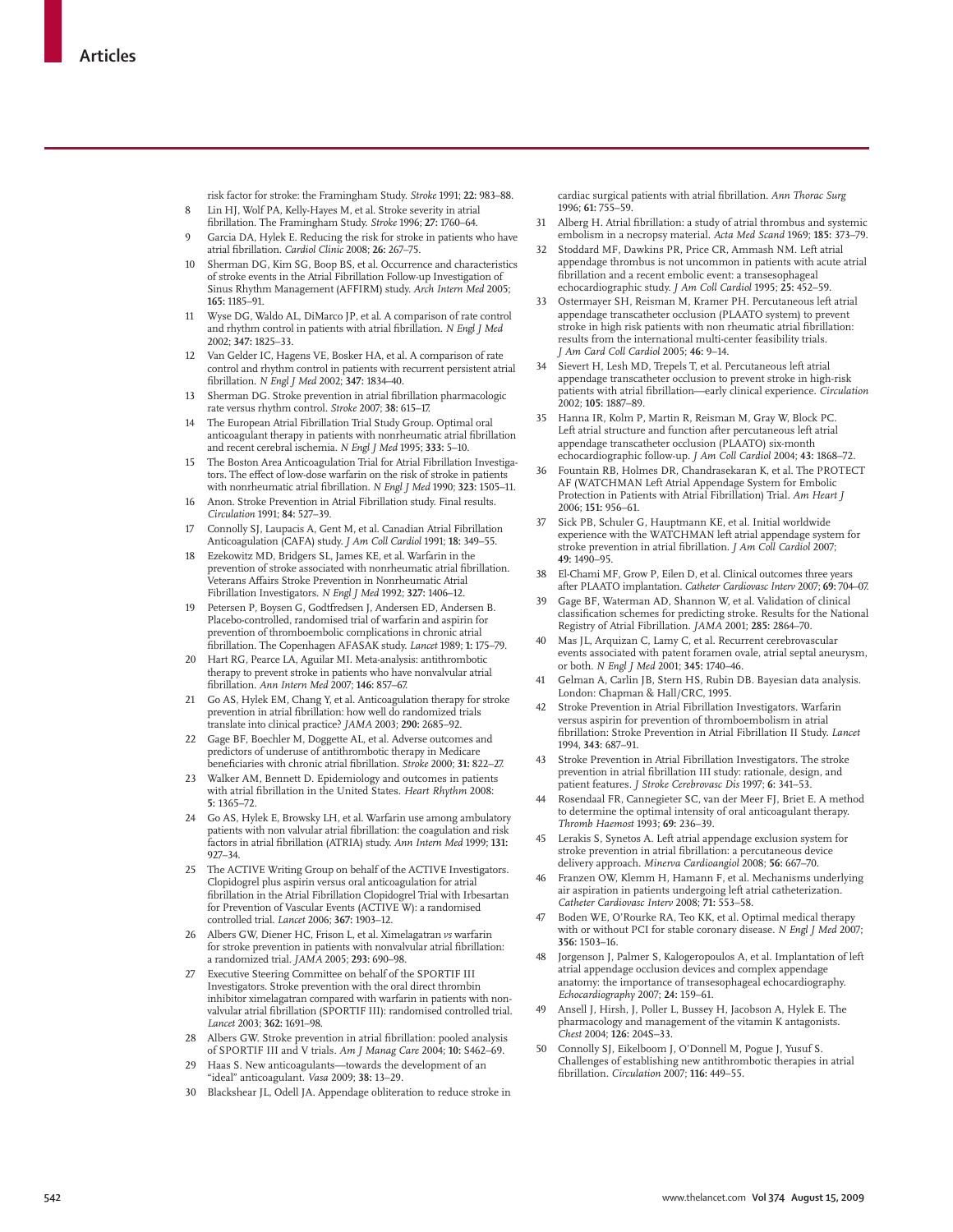risk factor for stroke: the Framingham Study. *Stroke* 1991; **22:** 983–88.

8 Lin HJ, Wolf PA, Kelly-Hayes M, et al. Stroke severity in atrial fibrillation. The Framingham Study. *Stroke* 1996; **27:** 1760–64.
9 Garcia DA, Hylek E. Reducing the risk for stroke in patients who have atrial fibrillation. *Cardiol Clinic* 2008; **26:** 267–75.
10 Sherman DG, Kim SG, Boop BS, et al. Occurrence and characteristics of stroke events in the Atrial Fibrillation Follow-up Investigation of Sinus Rhythm Management (AFFIRM) study. *Arch Intern Med* 2005; **165:** 1185–91.
11 Wyse DG, Waldo AL, DiMarco JP, et al. A comparison of rate control and rhythm control in patients with atrial fibrillation. *N Engl J Med* 2002; **347:** 1825–33.
12 Van Gelder IC, Hagens VE, Bosker HA, et al. A comparison of rate control and rhythm control in patients with recurrent persistent atrial fibrillation. *N Engl J Med* 2002; **347:** 1834–40.
13 Sherman DG. Stroke prevention in atrial fibrillation pharmacologic rate versus rhythm control. *Stroke* 2007; **38:** 615–17.
14 The European Atrial Fibrillation Trial Study Group. Optimal oral anticoagulant therapy in patients with nonrheumatic atrial fibrillation and recent cerebral ischemia. *N Engl J Med* 1995; **333:** 5–10.
15 The Boston Area Anticoagulation Trial for Atrial Fibrillation Investigators. The effect of low-dose warfarin on the risk of stroke in patients with nonrheumatic atrial fibrillation. *N Engl J Med* 1990; **323:** 1505–11.
16 Anon. Stroke Prevention in Atrial Fibrillation study. Final results. *Circulation* 1991; **84:** 527–39.
17 Connolly SJ, Laupacis A, Gent M, et al. Canadian Atrial Fibrillation Anticoagulation (CAFA) study. *J Am Coll Cardiol* 1991; **18:** 349–55.
18 Ezekowitz MD, Bridgers SL, James KE, et al. Warfarin in the prevention of stroke associated with nonrheumatic atrial fibrillation. Veterans Affairs Stroke Prevention in Nonrheumatic Atrial Fibrillation Investigators. *N Engl J Med* 1992; **327:** 1406–12.
19 Petersen P, Boysen G, Godtfredsen J, Andersen ED, Andersen B. Placebo-controlled, randomised trial of warfarin and aspirin for prevention of thromboembolic complications in chronic atrial fibrillation. The Copenhagen AFASAK study. *Lancet* 1989; **1:** 175–79.
20 Hart RG, Pearce LA, Aguilar MI. Meta-analysis: antithrombotic therapy to prevent stroke in patients who have nonvalvular atrial fibrillation. *Ann Intern Med* 2007; **146:** 857–67.
21 Go AS, Hylek EM, Chang Y, et al. Anticoagulation therapy for stroke prevention in atrial fibrillation: how well do randomized trials translate into clinical practice? *JAMA* 2003; **290:** 2685–92.
22 Gage BF, Boechler M, Doggette AL, et al. Adverse outcomes and predictors of underuse of antithrombotic therapy in Medicare beneficiaries with chronic atrial fibrillation. *Stroke* 2000; **31:** 822–27.
23 Walker AM, Bennett D. Epidemiology and outcomes in patients with atrial fibrillation in the United States. *Heart Rhythm* 2008: **5:** 1365–72.
24 Go AS, Hylek E, Browsky LH, et al. Warfarin use among ambulatory patients with non valvular atrial fibrillation: the coagulation and risk factors in atrial fibrillation (ATRIA) study. *Ann Intern Med* 1999; **131:** 927–34.
25 The ACTIVE Writing Group on behalf of the ACTIVE Investigators. Clopidogrel plus aspirin versus oral anticoagulation for atrial fibrillation in the Atrial Fibrillation Clopidogrel Trial with Irbesartan for Prevention of Vascular Events (ACTIVE W): a randomised controlled trial. *Lancet* 2006; **367:** 1903–12.
26 Albers GW, Diener HC, Frison L, et al. Ximelagatran *vs* warfarin for stroke prevention in patients with nonvalvular atrial fibrillation: a randomized trial. *JAMA* 2005; **293:** 690–98.
27 Executive Steering Committee on behalf of the SPORTIF III Investigators. Stroke prevention with the oral direct thrombin inhibitor ximelagatran compared with warfarin in patients with non-valvular atrial fibrillation (SPORTIF III): randomised controlled trial. *Lancet* 2003; **362:** 1691–98.
28 Albers GW. Stroke prevention in atrial fibrillation: pooled analysis of SPORTIF III and V trials. *Am J Manag Care* 2004; **10:** S462–69.
29 Haas S. New anticoagulants—towards the development of an "ideal" anticoagulant. *Vasa* 2009; **38:** 13–29.
30 Blackshear JL, Odell JA. Appendage obliteration to reduce stroke in cardiac surgical patients with atrial fibrillation. *Ann Thorac Surg* 1996; **61:** 755–59.
31 Alberg H. Atrial fibrillation: a study of atrial thrombus and systemic embolism in a necropsy material. *Acta Med Scand* 1969; **185:** 373–79.
32 Stoddard MF, Dawkins PR, Price CR, Ammash NM. Left atrial appendage thrombus is not uncommon in patients with acute atrial fibrillation and a recent embolic event: a transesophageal echocardiographic study. *J Am Coll Cardiol* 1995; **25:** 452–59.
33 Ostermayer SH, Reisman M, Kramer PH. Percutaneous left atrial appendage transcatheter occlusion (PLAATO system) to prevent stroke in high risk patients with non rheumatic atrial fibrillation: results from the international multi-center feasibility trials. *J Am Coll Cardiol* 2005; **46:** 9–14.
34 Sievert H, Lesh MD, Trepels T, et al. Percutaneous left atrial appendage transcatheter occlusion to prevent stroke in high-risk patients with atrial fibrillation—early clinical experience. *Circulation* 2002; **105:** 1887–89.
35 Hanna IR, Kolm P, Martin R, Reisman M, Gray W, Block PC. Left atrial structure and function after percutaneous left atrial appendage transcatheter occlusion (PLAATO) six-month echocardiographic follow-up. *J Am Coll Cardiol* 2004; **43:** 1868–72.
36 Fountain RB, Holmes DR, Chandrasekaran K, et al. The PROTECT AF (WATCHMAN Left Atrial Appendage System for Embolic Protection in Patients with Atrial Fibrillation) Trial. *Am Heart J* 2006; **151:** 956–61.
37 Sick PB, Schuler G, Hauptmann KE, et al. Initial worldwide experience with the WATCHMAN left atrial appendage system for stroke prevention in atrial fibrillation. *J Am Coll Cardiol* 2007; **49:** 1490–95.
38 El-Chami MF, Grow P, Eilen D, et al. Clinical outcomes three years after PLAATO implantation. *Catheter Cardiovasc Interv* 2007; **69:** 704–07.
39 Gage BF, Waterman AD, Shannon W, et al. Validation of clinical classification schemes for predicting stroke. Results for the National Registry of Atrial Fibrillation. *JAMA* 2001; **285:** 2864–70.
40 Mas JL, Arquizan C, Lamy C, et al. Recurrent cerebrovascular events associated with patent foramen ovale, atrial septal aneurysm, or both. *N Engl J Med* 2001; **345:** 1740–46.
41 Gelman A, Carlin JB, Stern HS, Rubin DB. Bayesian data analysis. London: Chapman & Hall/CRC, 1995.
42 Stroke Prevention in Atrial Fibrillation Investigators. Warfarin versus aspirin for prevention of thromboembolism in atrial fibrillation: Stroke Prevention in Atrial Fibrillation II Study. *Lancet* 1994, **343:** 687–91.
43 Stroke Prevention in Atrial Fibrillation Investigators. The stroke prevention in atrial fibrillation III study: rationale, design, and patient features. *J Stroke Cerebrovasc Dis* 1997; **6:** 341–53.
44 Rosendaal FR, Cannegieter SC, van der Meer FJ, Briet E. A method to determine the optimal intensity of oral anticoagulant therapy. *Thromb Haemost* 1993; **69:** 236–39.
45 Lerakis S, Synetos A. Left atrial appendage exclusion system for stroke prevention in atrial fibrillation: a percutaneous device delivery approach. *Minerva Cardioangiol* 2008; **56:** 667–70.
46 Franzen OW, Klemm H, Hamann F, et al. Mechanisms underlying air aspiration in patients undergoing left atrial catheterization. *Catheter Cardiovasc Interv* 2008; **71:** 553–58.
47 Boden WE, O'Rourke RA, Teo KK, et al. Optimal medical therapy with or without PCI for stable coronary disease. *N Engl J Med* 2007; **356:** 1503–16.
48 Jorgenson J, Palmer S, Kalogeropoulos A, et al. Implantation of left atrial appendage occlusion devices and complex appendage anatomy: the importance of transesophageal echocardiography. *Echocardiography* 2007; **24:** 159–61.
49 Ansell J, Hirsh, J, Poller L, Bussey H, Jacobson A, Hylek E. The pharmacology and management of the vitamin K antagonists. *Chest* 2004; **126:** 204S–33.
50 Connolly SJ, Eikelboom J, O'Donnell M, Pogue J, Yusuf S. Challenges of establishing new antithrombotic therapies in atrial fibrillation. *Circulation* 2007; **116:** 449–55.